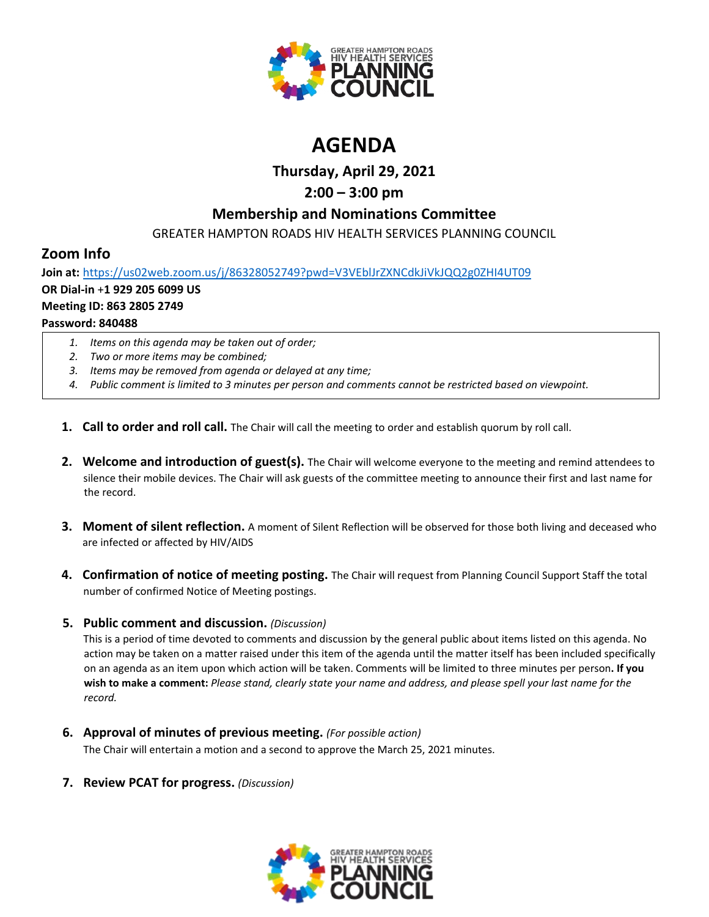# AGENDA

**Thursday, April 29, 2021**

**2:00 – 3:00 pm**

**Membership and Nominations Committee**

GREATER HAMPTON ROADS HIV HEALTH SERVICES PLANNING COUNCIL

## Zoom Info

**Join at:** https://us02web.zoom.us/j/86328052749?pwd=V3VEblJrZXNCdkJiVkJQQ2g0ZHI4UT09
**OR Dial-in +1 929 205 6099 US**
**Meeting ID: 863 2805 2749**
**Password: 840488**

1. *Items on this agenda may be taken out of order;*
2. *Two or more items may be combined;*
3. *Items may be removed from agenda or delayed at any time;*
4. *Public comment is limited to 3 minutes per person and comments cannot be restricted based on viewpoint.*

1. **Call to order and roll call.** The Chair will call the meeting to order and establish quorum by roll call.

2. **Welcome and introduction of guest(s).** The Chair will welcome everyone to the meeting and remind attendees to silence their mobile devices. The Chair will ask guests of the committee meeting to announce their first and last name for the record.

3. **Moment of silent reflection.** A moment of Silent Reflection will be observed for those both living and deceased who are infected or affected by HIV/AIDS

4. **Confirmation of notice of meeting posting.** The Chair will request from Planning Council Support Staff the total number of confirmed Notice of Meeting postings.

5. **Public comment and discussion.** *(Discussion)*
   This is a period of time devoted to comments and discussion by the general public about items listed on this agenda. No action may be taken on a matter raised under this item of the agenda until the matter itself has been included specifically on an agenda as an item upon which action will be taken. Comments will be limited to three minutes per person**. If you wish to make a comment:** *Please stand, clearly state your name and address, and please spell your last name for the record.*

6. **Approval of minutes of previous meeting.** *(For possible action)*
   The Chair will entertain a motion and a second to approve the March 25, 2021 minutes.

7. **Review PCAT for progress.** *(Discussion)*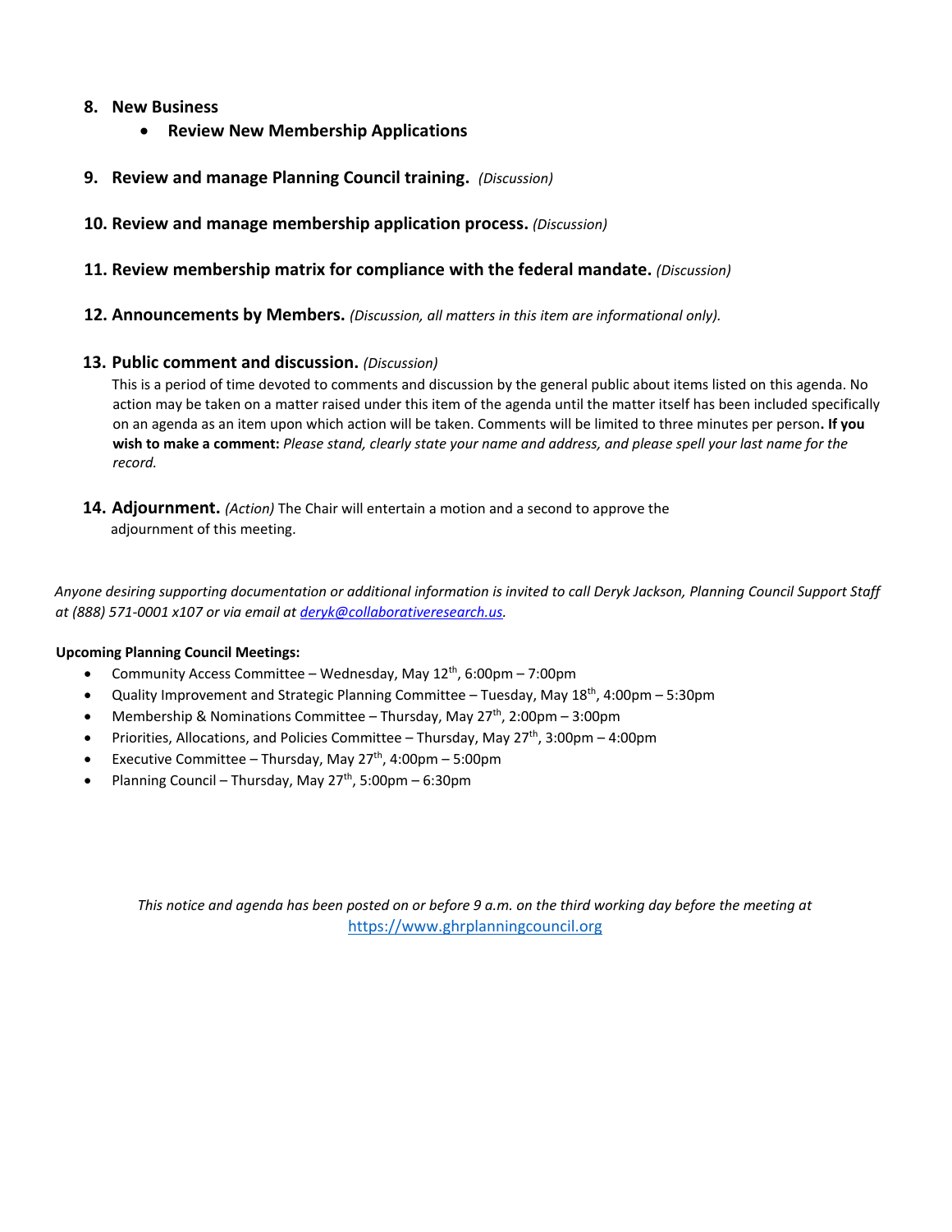8. **New Business**
   - **Review New Membership Applications**

9. **Review and manage Planning Council training.** *(Discussion)*

10. **Review and manage membership application process.** *(Discussion)*

11. **Review membership matrix for compliance with the federal mandate.** *(Discussion)*

12. **Announcements by Members.** *(Discussion, all matters in this item are informational only).*

13. **Public comment and discussion.** *(Discussion)*
    This is a period of time devoted to comments and discussion by the general public about items listed on this agenda. No action may be taken on a matter raised under this item of the agenda until the matter itself has been included specifically on an agenda as an item upon which action will be taken. Comments will be limited to three minutes per person**. If you wish to make a comment:** *Please stand, clearly state your name and address, and please spell your last name for the record.*

14. **Adjournment.** *(Action)* The Chair will entertain a motion and a second to approve the adjournment of this meeting.

*Anyone desiring supporting documentation or additional information is invited to call Deryk Jackson, Planning Council Support Staff at (888) 571-0001 x107 or via email at [deryk@collaborativeresearch.us](mailto:deryk@collaborativeresearch.us).*

**Upcoming Planning Council Meetings:**

- Community Access Committee – Wednesday, May 12th, 6:00pm – 7:00pm
- Quality Improvement and Strategic Planning Committee – Tuesday, May 18th, 4:00pm – 5:30pm
- Membership & Nominations Committee – Thursday, May 27th, 2:00pm – 3:00pm
- Priorities, Allocations, and Policies Committee – Thursday, May 27th, 3:00pm – 4:00pm
- Executive Committee – Thursday, May 27th, 4:00pm – 5:00pm
- Planning Council – Thursday, May 27th, 5:00pm – 6:30pm

*This notice and agenda has been posted on or before 9 a.m. on the third working day before the meeting at* [https://www.ghrplanningcouncil.org](https://www.ghrplanningcouncil.org)